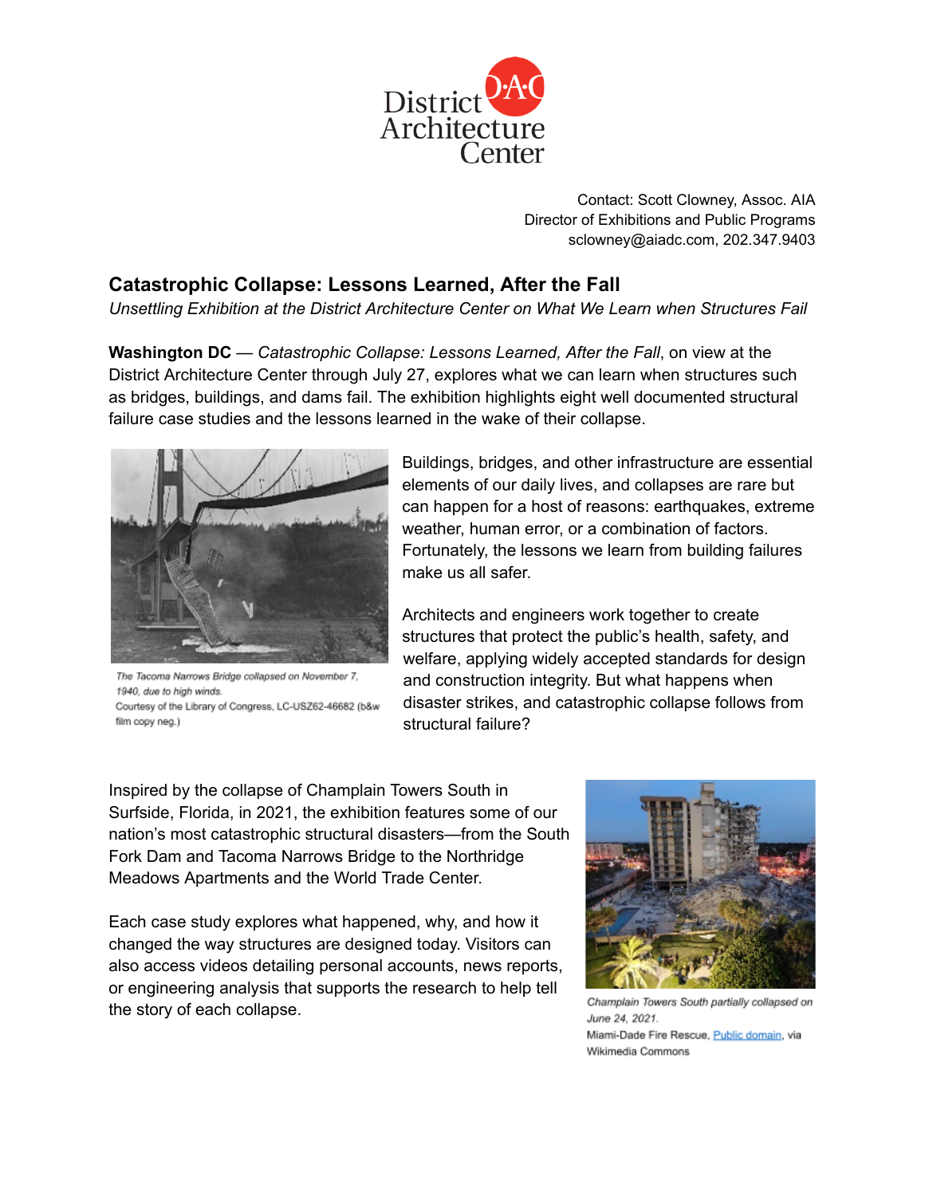District Architecture Center

Contact: Scott Clowney, Assoc. AIA
Director of Exhibitions and Public Programs
sclowney@aiadc.com, 202.347.9403

## Catastrophic Collapse: Lessons Learned, After the Fall

*Unsettling Exhibition at the District Architecture Center on What We Learn when Structures Fail*

**Washington DC** — *Catastrophic Collapse: Lessons Learned, After the Fall*, on view at the District Architecture Center through July 27, explores what we can learn when structures such as bridges, buildings, and dams fail. The exhibition highlights eight well documented structural failure case studies and the lessons learned in the wake of their collapse.

*The Tacoma Narrows Bridge collapsed on November 7, 1940, due to high winds.*
Courtesy of the Library of Congress, LC-USZ62-46682 (b&w film copy neg.)

Buildings, bridges, and other infrastructure are essential elements of our daily lives, and collapses are rare but can happen for a host of reasons: earthquakes, extreme weather, human error, or a combination of factors. Fortunately, the lessons we learn from building failures make us all safer.

Architects and engineers work together to create structures that protect the public's health, safety, and welfare, applying widely accepted standards for design and construction integrity. But what happens when disaster strikes, and catastrophic collapse follows from structural failure?

Inspired by the collapse of Champlain Towers South in Surfside, Florida, in 2021, the exhibition features some of our nation's most catastrophic structural disasters—from the South Fork Dam and Tacoma Narrows Bridge to the Northridge Meadows Apartments and the World Trade Center.

Each case study explores what happened, why, and how it changed the way structures are designed today. Visitors can also access videos detailing personal accounts, news reports, or engineering analysis that supports the research to help tell the story of each collapse.

*Champlain Towers South partially collapsed on June 24, 2021.*
Miami-Dade Fire Rescue, Public domain, via Wikimedia Commons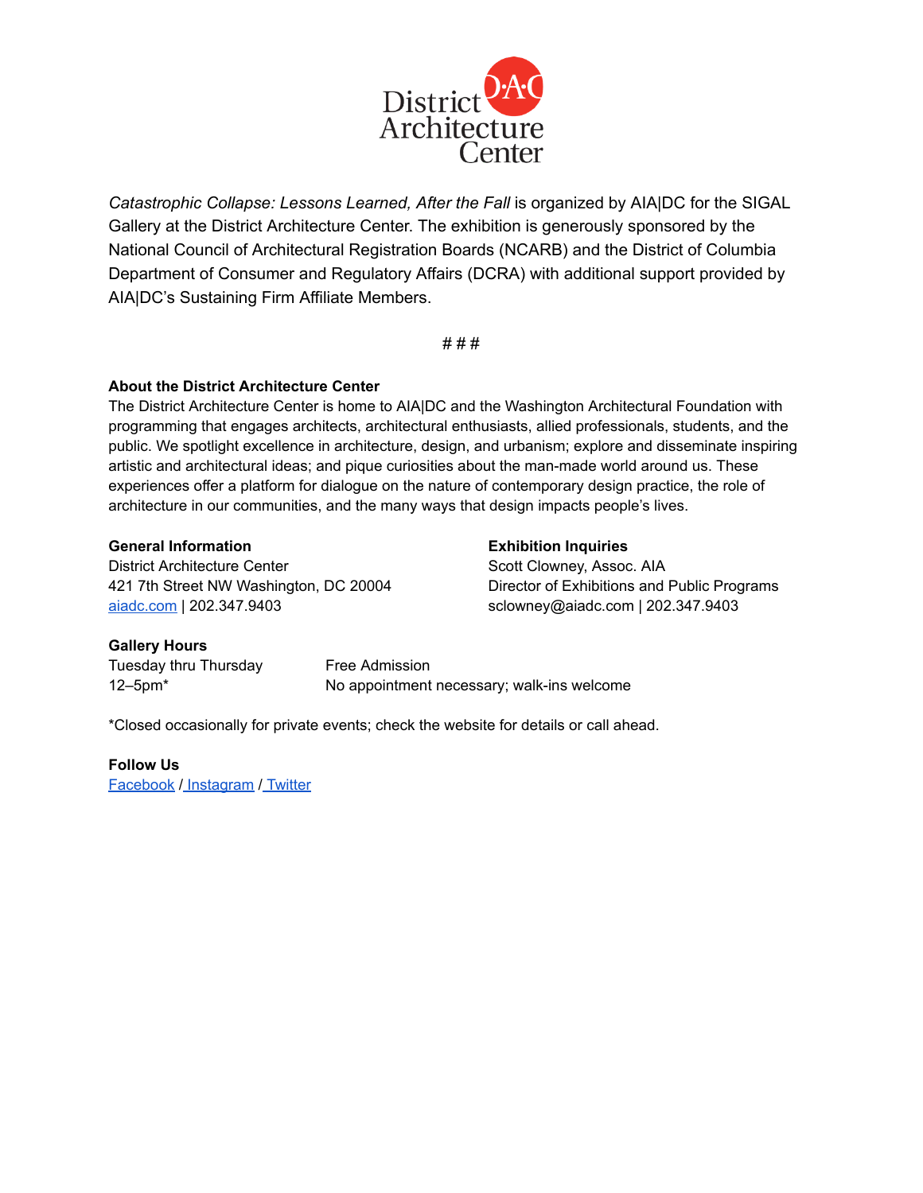District Architecture Center

*Catastrophic Collapse: Lessons Learned, After the Fall* is organized by AIA|DC for the SIGAL Gallery at the District Architecture Center. The exhibition is generously sponsored by the National Council of Architectural Registration Boards (NCARB) and the District of Columbia Department of Consumer and Regulatory Affairs (DCRA) with additional support provided by AIA|DC's Sustaining Firm Affiliate Members.

# # #

**About the District Architecture Center**
The District Architecture Center is home to AIA|DC and the Washington Architectural Foundation with programming that engages architects, architectural enthusiasts, allied professionals, students, and the public. We spotlight excellence in architecture, design, and urbanism; explore and disseminate inspiring artistic and architectural ideas; and pique curiosities about the man-made world around us. These experiences offer a platform for dialogue on the nature of contemporary design practice, the role of architecture in our communities, and the many ways that design impacts people's lives.

**General Information**
District Architecture Center
421 7th Street NW Washington, DC 20004
[aiadc.com](aiadc.com) | 202.347.9403

**Exhibition Inquiries**
Scott Clowney, Assoc. AIA
Director of Exhibitions and Public Programs
sclowney@aiadc.com | 202.347.9403

**Gallery Hours**
Tuesday thru Thursday
12–5pm*

Free Admission
No appointment necessary; walk-ins welcome

*Closed occasionally for private events; check the website for details or call ahead.

**Follow Us**
Facebook / Instagram / Twitter